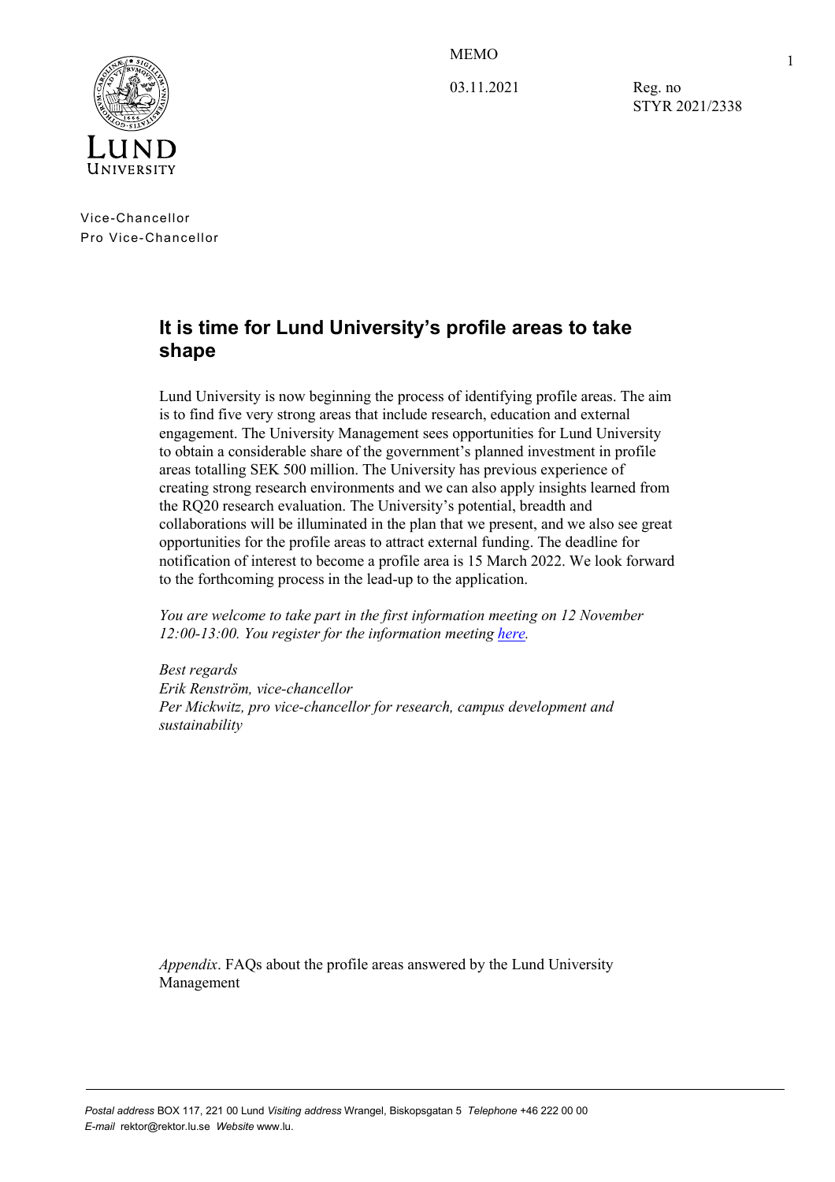MEMO

03.11.2021

Reg. no
STYR 2021/2338

Vice-Chancellor
Pro Vice-Chancellor

## It is time for Lund University's profile areas to take shape

Lund University is now beginning the process of identifying profile areas. The aim is to find five very strong areas that include research, education and external engagement. The University Management sees opportunities for Lund University to obtain a considerable share of the government's planned investment in profile areas totalling SEK 500 million. The University has previous experience of creating strong research environments and we can also apply insights learned from the RQ20 research evaluation. The University's potential, breadth and collaborations will be illuminated in the plan that we present, and we also see great opportunities for the profile areas to attract external funding. The deadline for notification of interest to become a profile area is 15 March 2022. We look forward to the forthcoming process in the lead-up to the application.

*You are welcome to take part in the first information meeting on 12 November 12:00-13:00. You register for the information meeting here.*

*Best regards*
*Erik Renström, vice-chancellor*
*Per Mickwitz, pro vice-chancellor for research, campus development and sustainability*

*Appendix*. FAQs about the profile areas answered by the Lund University Management

*Postal address* BOX 117, 221 00 Lund *Visiting address* Wrangel, Biskopsgatan 5 *Telephone* +46 222 00 00
*E-mail* rektor@rektor.lu.se *Website* www.lu.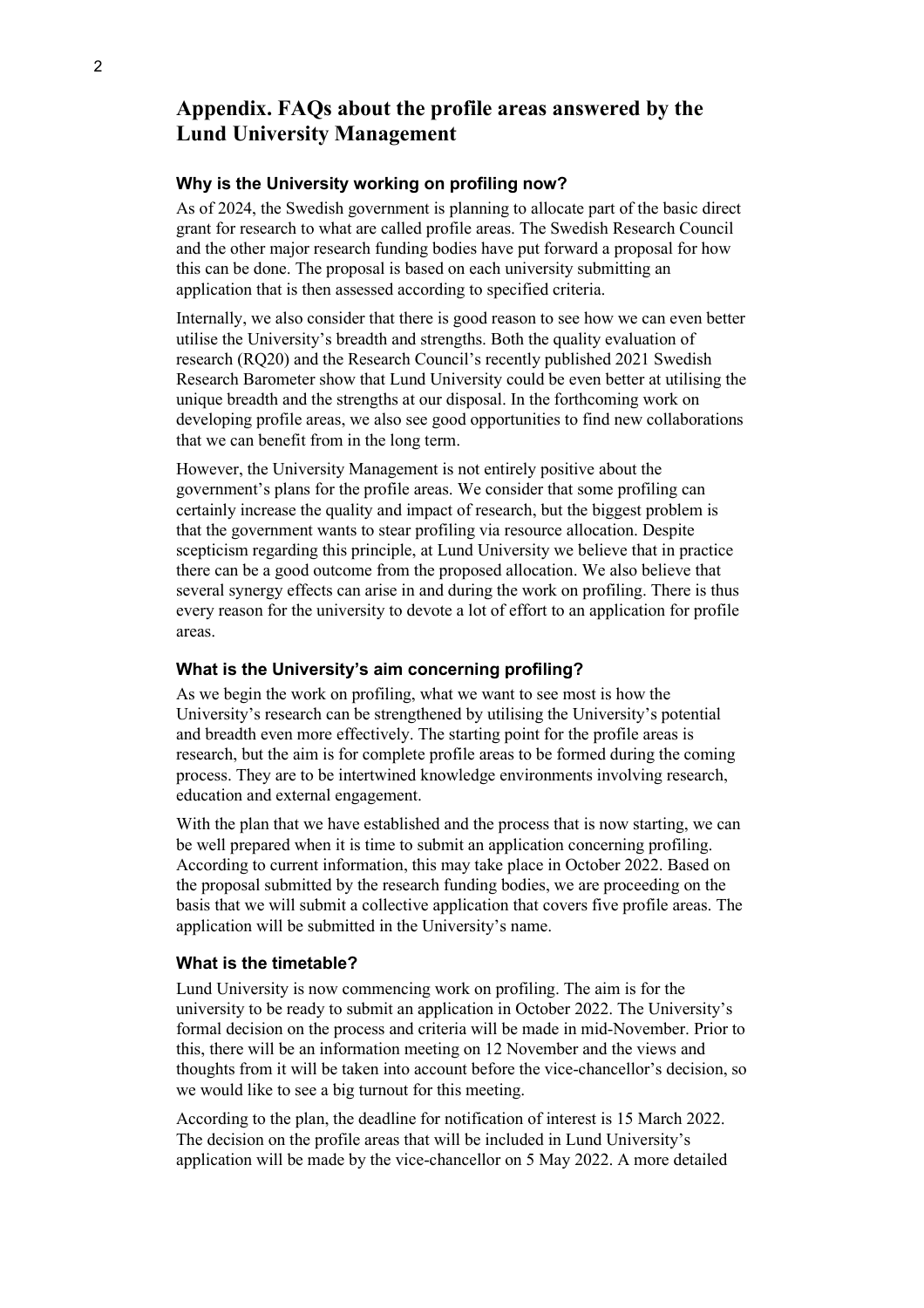# Appendix. FAQs about the profile areas answered by the Lund University Management

### Why is the University working on profiling now?

As of 2024, the Swedish government is planning to allocate part of the basic direct grant for research to what are called profile areas. The Swedish Research Council and the other major research funding bodies have put forward a proposal for how this can be done. The proposal is based on each university submitting an application that is then assessed according to specified criteria.

Internally, we also consider that there is good reason to see how we can even better utilise the University's breadth and strengths. Both the quality evaluation of research (RQ20) and the Research Council's recently published 2021 Swedish Research Barometer show that Lund University could be even better at utilising the unique breadth and the strengths at our disposal. In the forthcoming work on developing profile areas, we also see good opportunities to find new collaborations that we can benefit from in the long term.

However, the University Management is not entirely positive about the government's plans for the profile areas. We consider that some profiling can certainly increase the quality and impact of research, but the biggest problem is that the government wants to stear profiling via resource allocation. Despite scepticism regarding this principle, at Lund University we believe that in practice there can be a good outcome from the proposed allocation. We also believe that several synergy effects can arise in and during the work on profiling. There is thus every reason for the university to devote a lot of effort to an application for profile areas.

### What is the University's aim concerning profiling?

As we begin the work on profiling, what we want to see most is how the University's research can be strengthened by utilising the University's potential and breadth even more effectively. The starting point for the profile areas is research, but the aim is for complete profile areas to be formed during the coming process. They are to be intertwined knowledge environments involving research, education and external engagement.

With the plan that we have established and the process that is now starting, we can be well prepared when it is time to submit an application concerning profiling. According to current information, this may take place in October 2022. Based on the proposal submitted by the research funding bodies, we are proceeding on the basis that we will submit a collective application that covers five profile areas. The application will be submitted in the University's name.

### What is the timetable?

Lund University is now commencing work on profiling. The aim is for the university to be ready to submit an application in October 2022. The University's formal decision on the process and criteria will be made in mid-November. Prior to this, there will be an information meeting on 12 November and the views and thoughts from it will be taken into account before the vice-chancellor's decision, so we would like to see a big turnout for this meeting.

According to the plan, the deadline for notification of interest is 15 March 2022. The decision on the profile areas that will be included in Lund University's application will be made by the vice-chancellor on 5 May 2022. A more detailed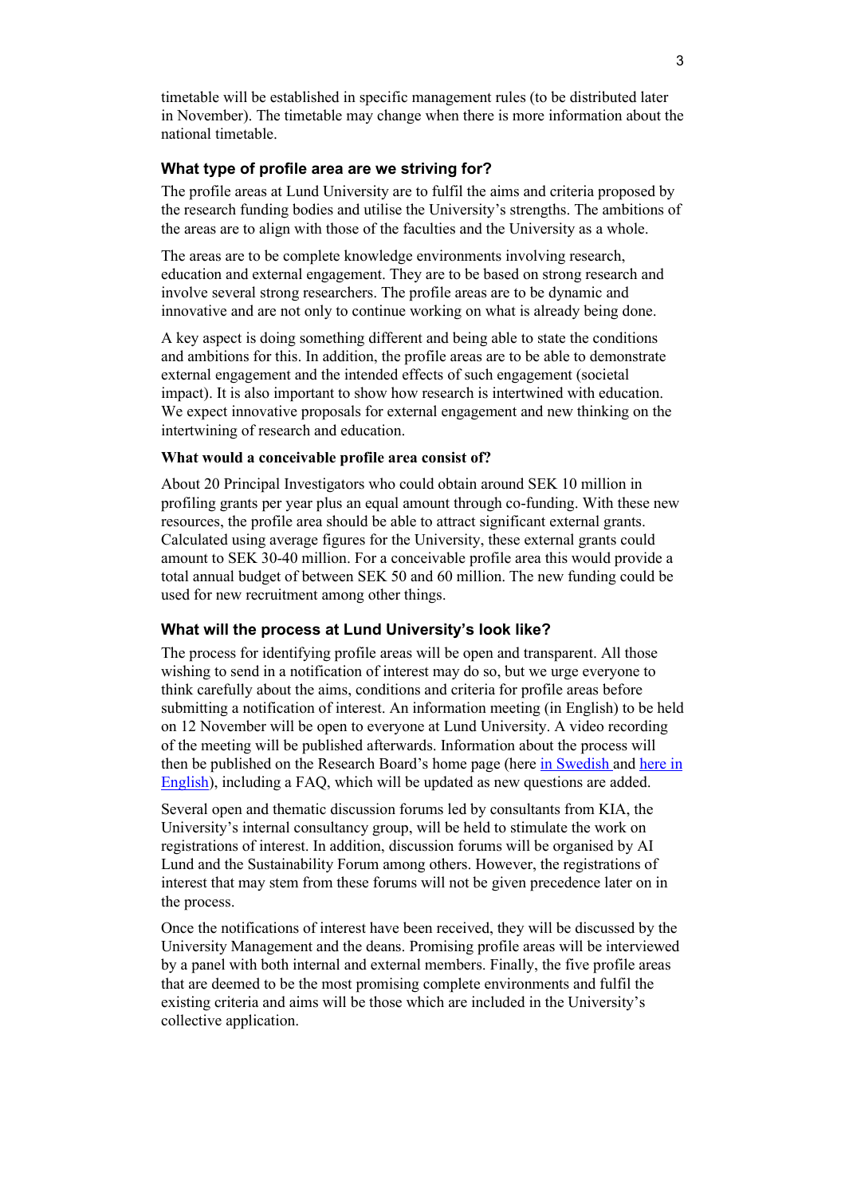timetable will be established in specific management rules (to be distributed later in November). The timetable may change when there is more information about the national timetable.

### What type of profile area are we striving for?

The profile areas at Lund University are to fulfil the aims and criteria proposed by the research funding bodies and utilise the University's strengths. The ambitions of the areas are to align with those of the faculties and the University as a whole.

The areas are to be complete knowledge environments involving research, education and external engagement. They are to be based on strong research and involve several strong researchers. The profile areas are to be dynamic and innovative and are not only to continue working on what is already being done.

A key aspect is doing something different and being able to state the conditions and ambitions for this. In addition, the profile areas are to be able to demonstrate external engagement and the intended effects of such engagement (societal impact). It is also important to show how research is intertwined with education. We expect innovative proposals for external engagement and new thinking on the intertwining of research and education.

#### What would a conceivable profile area consist of?

About 20 Principal Investigators who could obtain around SEK 10 million in profiling grants per year plus an equal amount through co-funding. With these new resources, the profile area should be able to attract significant external grants. Calculated using average figures for the University, these external grants could amount to SEK 30-40 million. For a conceivable profile area this would provide a total annual budget of between SEK 50 and 60 million. The new funding could be used for new recruitment among other things.

### What will the process at Lund University's look like?

The process for identifying profile areas will be open and transparent. All those wishing to send in a notification of interest may do so, but we urge everyone to think carefully about the aims, conditions and criteria for profile areas before submitting a notification of interest. An information meeting (in English) to be held on 12 November will be open to everyone at Lund University. A video recording of the meeting will be published afterwards. Information about the process will then be published on the Research Board's home page (here in Swedish and here in English), including a FAQ, which will be updated as new questions are added.

Several open and thematic discussion forums led by consultants from KIA, the University's internal consultancy group, will be held to stimulate the work on registrations of interest. In addition, discussion forums will be organised by AI Lund and the Sustainability Forum among others. However, the registrations of interest that may stem from these forums will not be given precedence later on in the process.

Once the notifications of interest have been received, they will be discussed by the University Management and the deans. Promising profile areas will be interviewed by a panel with both internal and external members. Finally, the five profile areas that are deemed to be the most promising complete environments and fulfil the existing criteria and aims will be those which are included in the University's collective application.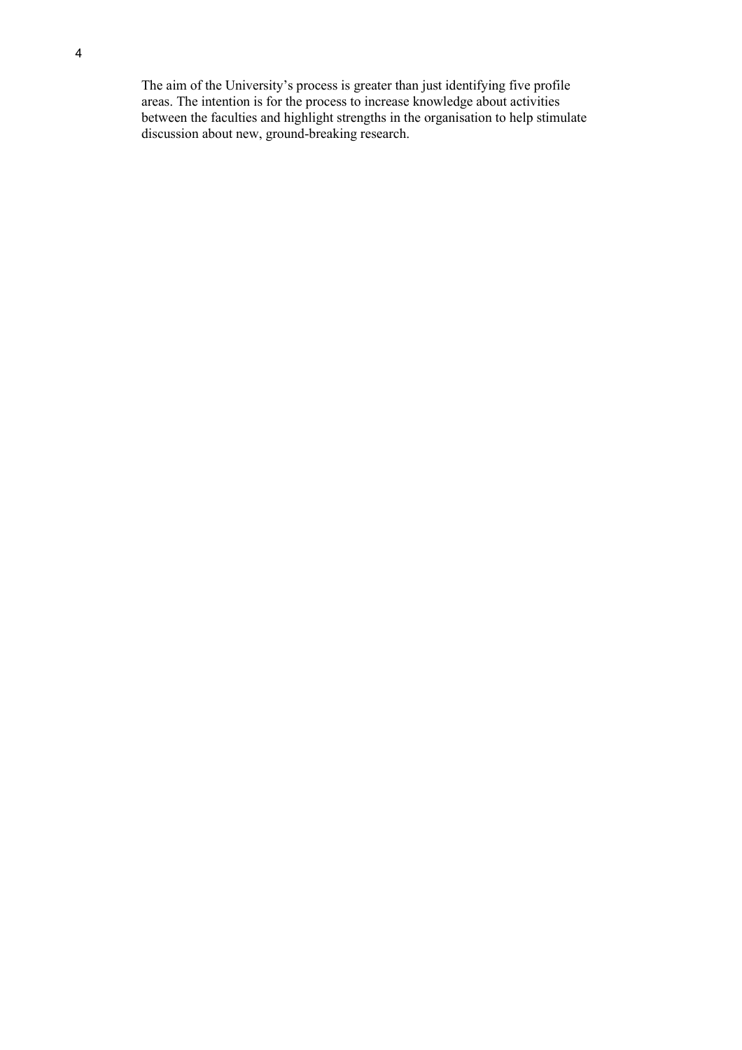The aim of the University's process is greater than just identifying five profile areas. The intention is for the process to increase knowledge about activities between the faculties and highlight strengths in the organisation to help stimulate discussion about new, ground-breaking research.